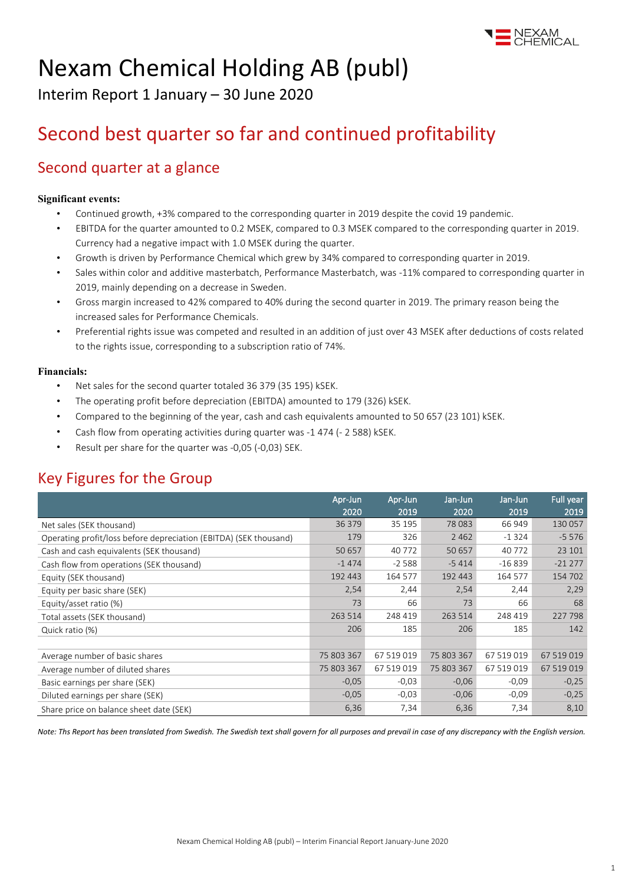# Nexam Chemical Holding AB (publ)

Interim Report 1 January – 30 June 2020

## Second best quarter so far and continued profitability

### Second quarter at a glance

**Significant events:**

- Continued growth, +3% compared to the corresponding quarter in 2019 despite the covid 19 pandemic.
- EBITDA for the quarter amounted to 0.2 MSEK, compared to 0.3 MSEK compared to the corresponding quarter in 2019. Currency had a negative impact with 1.0 MSEK during the quarter.
- Growth is driven by Performance Chemical which grew by 34% compared to corresponding quarter in 2019.
- Sales within color and additive masterbatch, Performance Masterbatch, was -11% compared to corresponding quarter in 2019, mainly depending on a decrease in Sweden.
- Gross margin increased to 42% compared to 40% during the second quarter in 2019. The primary reason being the increased sales for Performance Chemicals.
- Preferential rights issue was competed and resulted in an addition of just over 43 MSEK after deductions of costs related to the rights issue, corresponding to a subscription ratio of 74%.

**Financials:**

- Net sales for the second quarter totaled 36 379 (35 195) kSEK.
- The operating profit before depreciation (EBITDA) amounted to 179 (326) kSEK.
- Compared to the beginning of the year, cash and cash equivalents amounted to 50 657 (23 101) kSEK.
- Cash flow from operating activities during quarter was -1 474 (- 2 588) kSEK.
- Result per share for the quarter was -0,05 (-0,03) SEK.

## Key Figures for the Group

| | Apr-Jun 2020 | Apr-Jun 2019 | Jan-Jun 2020 | Jan-Jun 2019 | Full year 2019 |
|---|---|---|---|---|---|
| Net sales (SEK thousand) | 36 379 | 35 195 | 78 083 | 66 949 | 130 057 |
| Operating profit/loss before depreciation (EBITDA) (SEK thousand) | 179 | 326 | 2 462 | -1 324 | -5 576 |
| Cash and cash equivalents (SEK thousand) | 50 657 | 40 772 | 50 657 | 40 772 | 23 101 |
| Cash flow from operations (SEK thousand) | -1 474 | -2 588 | -5 414 | -16 839 | -21 277 |
| Equity (SEK thousand) | 192 443 | 164 577 | 192 443 | 164 577 | 154 702 |
| Equity per basic share (SEK) | 2,54 | 2,44 | 2,54 | 2,44 | 2,29 |
| Equity/asset ratio (%) | 73 | 66 | 73 | 66 | 68 |
| Total assets (SEK thousand) | 263 514 | 248 419 | 263 514 | 248 419 | 227 798 |
| Quick ratio (%) | 206 | 185 | 206 | 185 | 142 |
| | | | | | |
| Average number of basic shares | 75 803 367 | 67 519 019 | 75 803 367 | 67 519 019 | 67 519 019 |
| Average number of diluted shares | 75 803 367 | 67 519 019 | 75 803 367 | 67 519 019 | 67 519 019 |
| Basic earnings per share (SEK) | -0,05 | -0,03 | -0,06 | -0,09 | -0,25 |
| Diluted earnings per share (SEK) | -0,05 | -0,03 | -0,06 | -0,09 | -0,25 |
| Share price on balance sheet date (SEK) | 6,36 | 7,34 | 6,36 | 7,34 | 8,10 |

*Note: Ths Report has been translated from Swedish. The Swedish text shall govern for all purposes and prevail in case of any discrepancy with the English version.*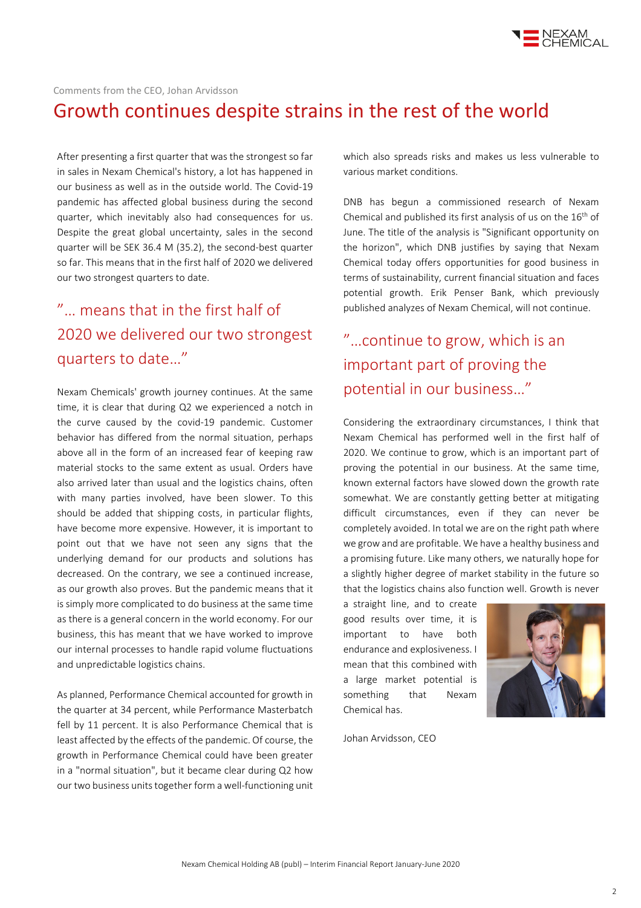Comments from the CEO, Johan Arvidsson

# Growth continues despite strains in the rest of the world

After presenting a first quarter that was the strongest so far in sales in Nexam Chemical's history, a lot has happened in our business as well as in the outside world. The Covid-19 pandemic has affected global business during the second quarter, which inevitably also had consequences for us. Despite the great global uncertainty, sales in the second quarter will be SEK 36.4 M (35.2), the second-best quarter so far. This means that in the first half of 2020 we delivered our two strongest quarters to date.

> ”… means that in the first half of 2020 we delivered our two strongest quarters to date…”

Nexam Chemicals' growth journey continues. At the same time, it is clear that during Q2 we experienced a notch in the curve caused by the covid-19 pandemic. Customer behavior has differed from the normal situation, perhaps above all in the form of an increased fear of keeping raw material stocks to the same extent as usual. Orders have also arrived later than usual and the logistics chains, often with many parties involved, have been slower. To this should be added that shipping costs, in particular flights, have become more expensive. However, it is important to point out that we have not seen any signs that the underlying demand for our products and solutions has decreased. On the contrary, we see a continued increase, as our growth also proves. But the pandemic means that it is simply more complicated to do business at the same time as there is a general concern in the world economy. For our business, this has meant that we have worked to improve our internal processes to handle rapid volume fluctuations and unpredictable logistics chains.

As planned, Performance Chemical accounted for growth in the quarter at 34 percent, while Performance Masterbatch fell by 11 percent. It is also Performance Chemical that is least affected by the effects of the pandemic. Of course, the growth in Performance Chemical could have been greater in a "normal situation", but it became clear during Q2 how our two business units together form a well-functioning unit which also spreads risks and makes us less vulnerable to various market conditions.

DNB has begun a commissioned research of Nexam Chemical and published its first analysis of us on the 16th of June. The title of the analysis is "Significant opportunity on the horizon", which DNB justifies by saying that Nexam Chemical today offers opportunities for good business in terms of sustainability, current financial situation and faces potential growth. Erik Penser Bank, which previously published analyzes of Nexam Chemical, will not continue.

> ”…continue to grow, which is an important part of proving the potential in our business…”

Considering the extraordinary circumstances, I think that Nexam Chemical has performed well in the first half of 2020. We continue to grow, which is an important part of proving the potential in our business. At the same time, known external factors have slowed down the growth rate somewhat. We are constantly getting better at mitigating difficult circumstances, even if they can never be completely avoided. In total we are on the right path where we grow and are profitable. We have a healthy business and a promising future. Like many others, we naturally hope for a slightly higher degree of market stability in the future so that the logistics chains also function well. Growth is never a straight line, and to create good results over time, it is important to have both endurance and explosiveness. I mean that this combined with a large market potential is something that Nexam Chemical has.

Johan Arvidsson, CEO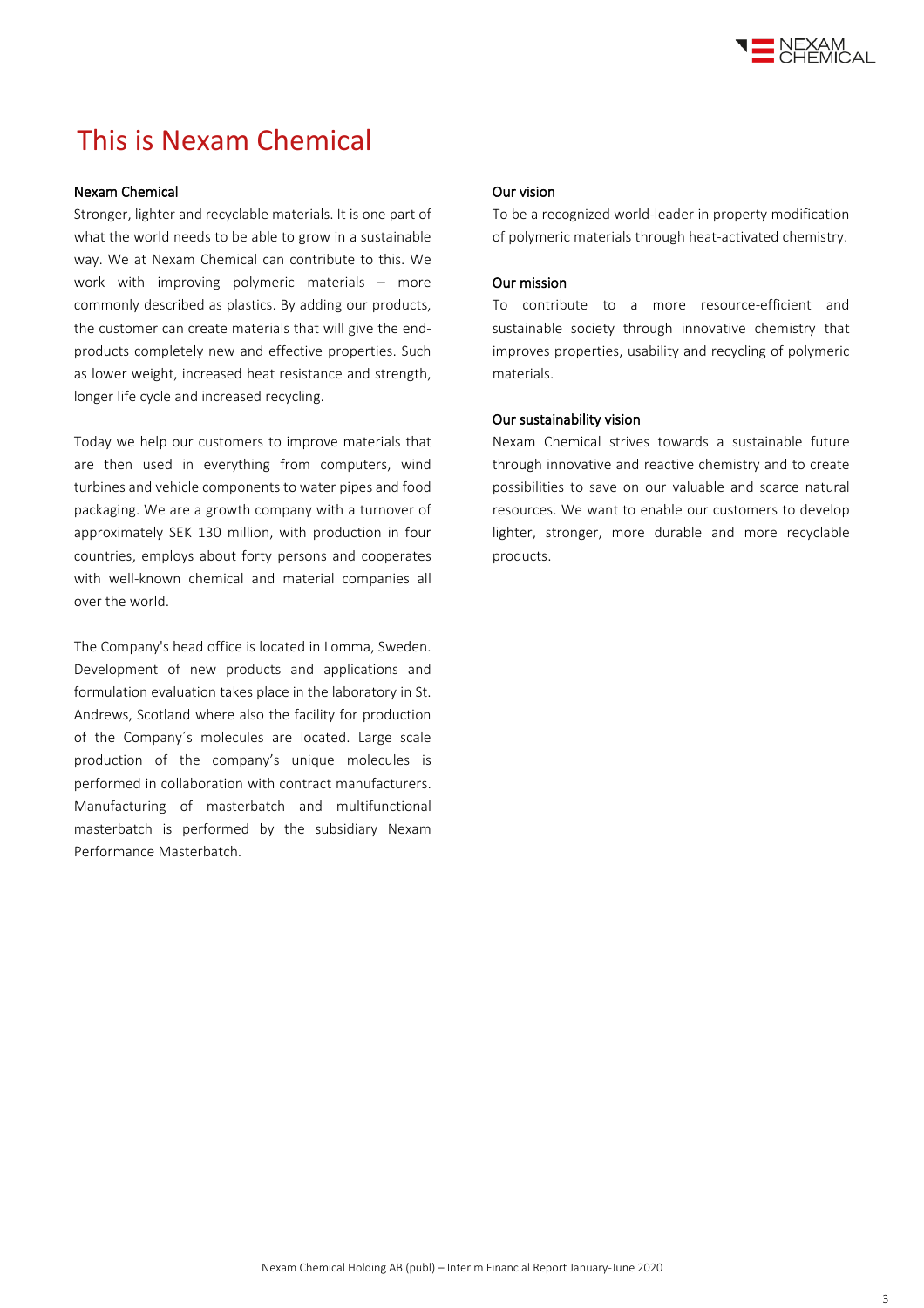# This is Nexam Chemical

## Nexam Chemical

Stronger, lighter and recyclable materials. It is one part of what the world needs to be able to grow in a sustainable way. We at Nexam Chemical can contribute to this. We work with improving polymeric materials – more commonly described as plastics. By adding our products, the customer can create materials that will give the end-products completely new and effective properties. Such as lower weight, increased heat resistance and strength, longer life cycle and increased recycling.

Today we help our customers to improve materials that are then used in everything from computers, wind turbines and vehicle components to water pipes and food packaging. We are a growth company with a turnover of approximately SEK 130 million, with production in four countries, employs about forty persons and cooperates with well-known chemical and material companies all over the world.

The Company's head office is located in Lomma, Sweden. Development of new products and applications and formulation evaluation takes place in the laboratory in St. Andrews, Scotland where also the facility for production of the Company´s molecules are located. Large scale production of the company's unique molecules is performed in collaboration with contract manufacturers. Manufacturing of masterbatch and multifunctional masterbatch is performed by the subsidiary Nexam Performance Masterbatch.

## Our vision

To be a recognized world-leader in property modification of polymeric materials through heat-activated chemistry.

## Our mission

To contribute to a more resource-efficient and sustainable society through innovative chemistry that improves properties, usability and recycling of polymeric materials.

## Our sustainability vision

Nexam Chemical strives towards a sustainable future through innovative and reactive chemistry and to create possibilities to save on our valuable and scarce natural resources. We want to enable our customers to develop lighter, stronger, more durable and more recyclable products.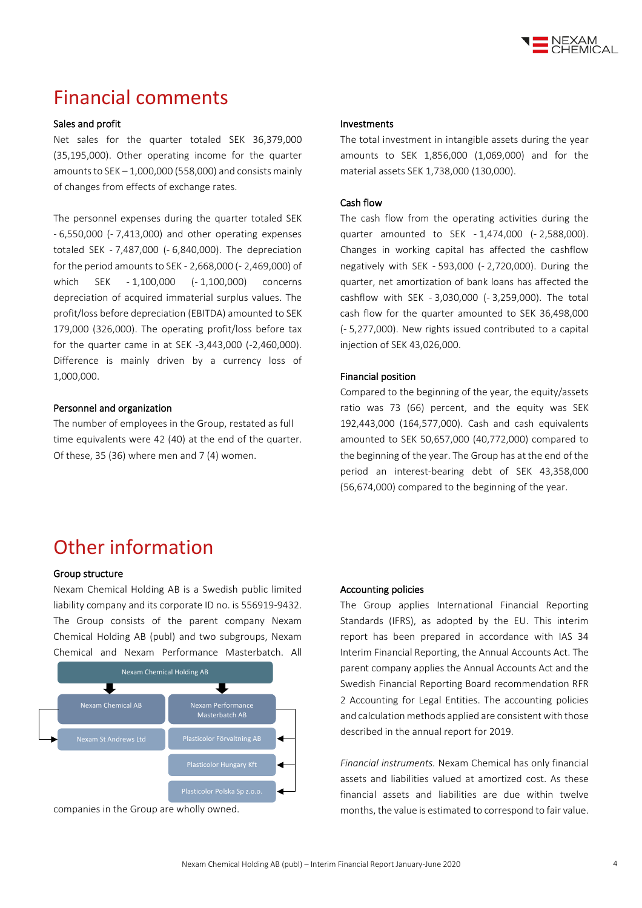# Financial comments

### Sales and profit

Net sales for the quarter totaled SEK 36,379,000 (35,195,000). Other operating income for the quarter amounts to SEK – 1,000,000 (558,000) and consists mainly of changes from effects of exchange rates.

The personnel expenses during the quarter totaled SEK - 6,550,000 (- 7,413,000) and other operating expenses totaled SEK - 7,487,000 (- 6,840,000). The depreciation for the period amounts to SEK - 2,668,000 (- 2,469,000) of which SEK - 1,100,000 (- 1,100,000) concerns depreciation of acquired immaterial surplus values. The profit/loss before depreciation (EBITDA) amounted to SEK 179,000 (326,000). The operating profit/loss before tax for the quarter came in at SEK -3,443,000 (-2,460,000). Difference is mainly driven by a currency loss of 1,000,000.

### Personnel and organization

The number of employees in the Group, restated as full time equivalents were 42 (40) at the end of the quarter. Of these, 35 (36) where men and 7 (4) women.

### Investments

The total investment in intangible assets during the year amounts to SEK 1,856,000 (1,069,000) and for the material assets SEK 1,738,000 (130,000).

### Cash flow

The cash flow from the operating activities during the quarter amounted to SEK - 1,474,000 (- 2,588,000). Changes in working capital has affected the cashflow negatively with SEK - 593,000 (- 2,720,000). During the quarter, net amortization of bank loans has affected the cashflow with SEK - 3,030,000 (- 3,259,000). The total cash flow for the quarter amounted to SEK 36,498,000 (- 5,277,000). New rights issued contributed to a capital injection of SEK 43,026,000.

### Financial position

Compared to the beginning of the year, the equity/assets ratio was 73 (66) percent, and the equity was SEK 192,443,000 (164,577,000). Cash and cash equivalents amounted to SEK 50,657,000 (40,772,000) compared to the beginning of the year. The Group has at the end of the period an interest-bearing debt of SEK 43,358,000 (56,674,000) compared to the beginning of the year.

# Other information

### Group structure

Nexam Chemical Holding AB is a Swedish public limited liability company and its corporate ID no. is 556919-9432. The Group consists of the parent company Nexam Chemical Holding AB (publ) and two subgroups, Nexam Chemical and Nexam Performance Masterbatch. All

Nexam Chemical Holding AB
- Nexam Chemical AB
  - Nexam St Andrews Ltd
- Nexam Performance Masterbatch AB
  - Plasticolor Förvaltning AB
  - Plasticolor Hungary Kft
  - Plasticolor Polska Sp z.o.o.

companies in the Group are wholly owned.

### Accounting policies

The Group applies International Financial Reporting Standards (IFRS), as adopted by the EU. This interim report has been prepared in accordance with IAS 34 Interim Financial Reporting, the Annual Accounts Act. The parent company applies the Annual Accounts Act and the Swedish Financial Reporting Board recommendation RFR 2 Accounting for Legal Entities. The accounting policies and calculation methods applied are consistent with those described in the annual report for 2019.

*Financial instruments.* Nexam Chemical has only financial assets and liabilities valued at amortized cost. As these financial assets and liabilities are due within twelve months, the value is estimated to correspond to fair value.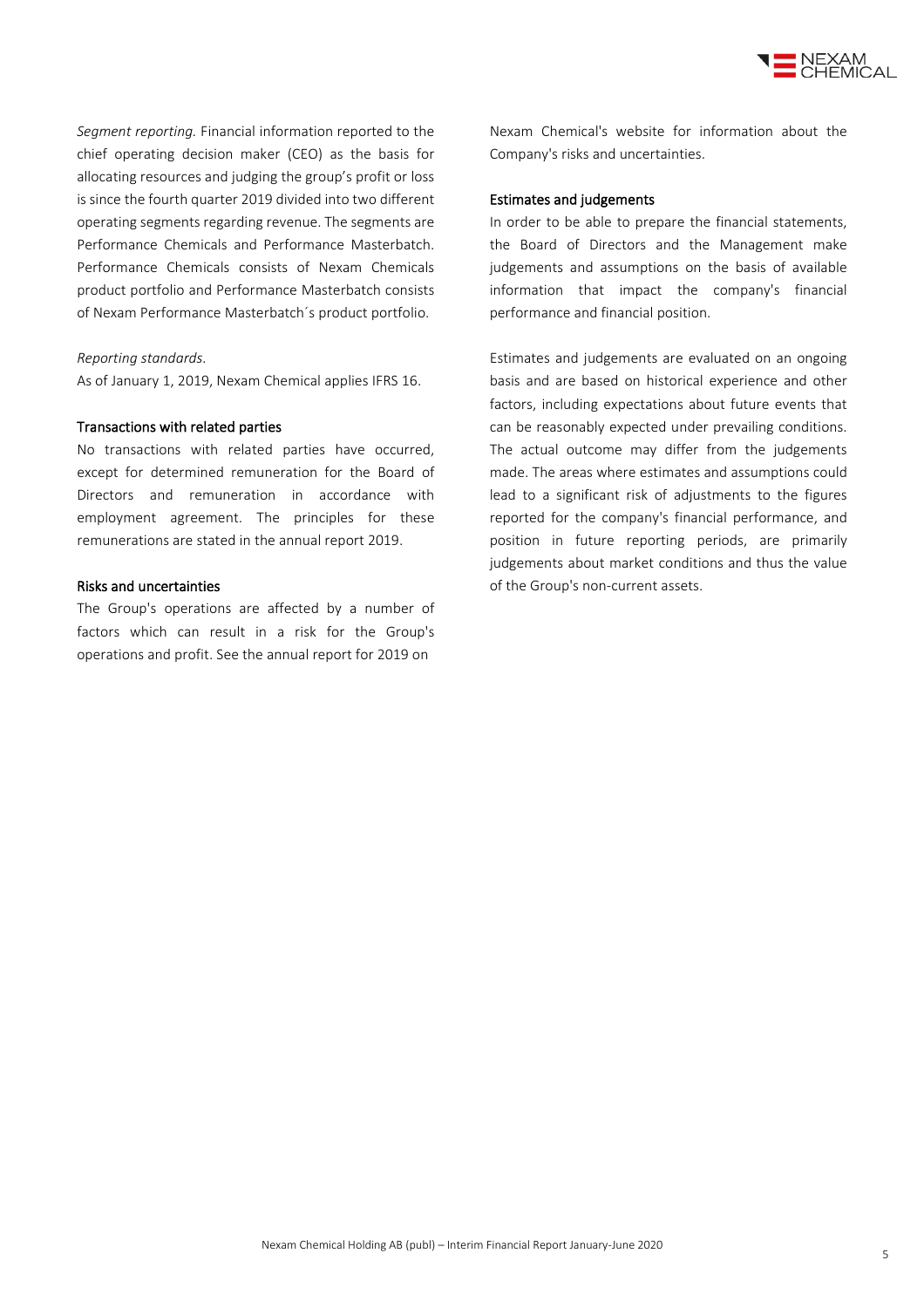*Segment reporting.* Financial information reported to the chief operating decision maker (CEO) as the basis for allocating resources and judging the group's profit or loss is since the fourth quarter 2019 divided into two different operating segments regarding revenue. The segments are Performance Chemicals and Performance Masterbatch. Performance Chemicals consists of Nexam Chemicals product portfolio and Performance Masterbatch consists of Nexam Performance Masterbatch´s product portfolio.

*Reporting standards.*

As of January 1, 2019, Nexam Chemical applies IFRS 16.

### Transactions with related parties

No transactions with related parties have occurred, except for determined remuneration for the Board of Directors and remuneration in accordance with employment agreement. The principles for these remunerations are stated in the annual report 2019.

### Risks and uncertainties

The Group's operations are affected by a number of factors which can result in a risk for the Group's operations and profit. See the annual report for 2019 on Nexam Chemical's website for information about the Company's risks and uncertainties.

### Estimates and judgements

In order to be able to prepare the financial statements, the Board of Directors and the Management make judgements and assumptions on the basis of available information that impact the company's financial performance and financial position.

Estimates and judgements are evaluated on an ongoing basis and are based on historical experience and other factors, including expectations about future events that can be reasonably expected under prevailing conditions. The actual outcome may differ from the judgements made. The areas where estimates and assumptions could lead to a significant risk of adjustments to the figures reported for the company's financial performance, and position in future reporting periods, are primarily judgements about market conditions and thus the value of the Group's non-current assets.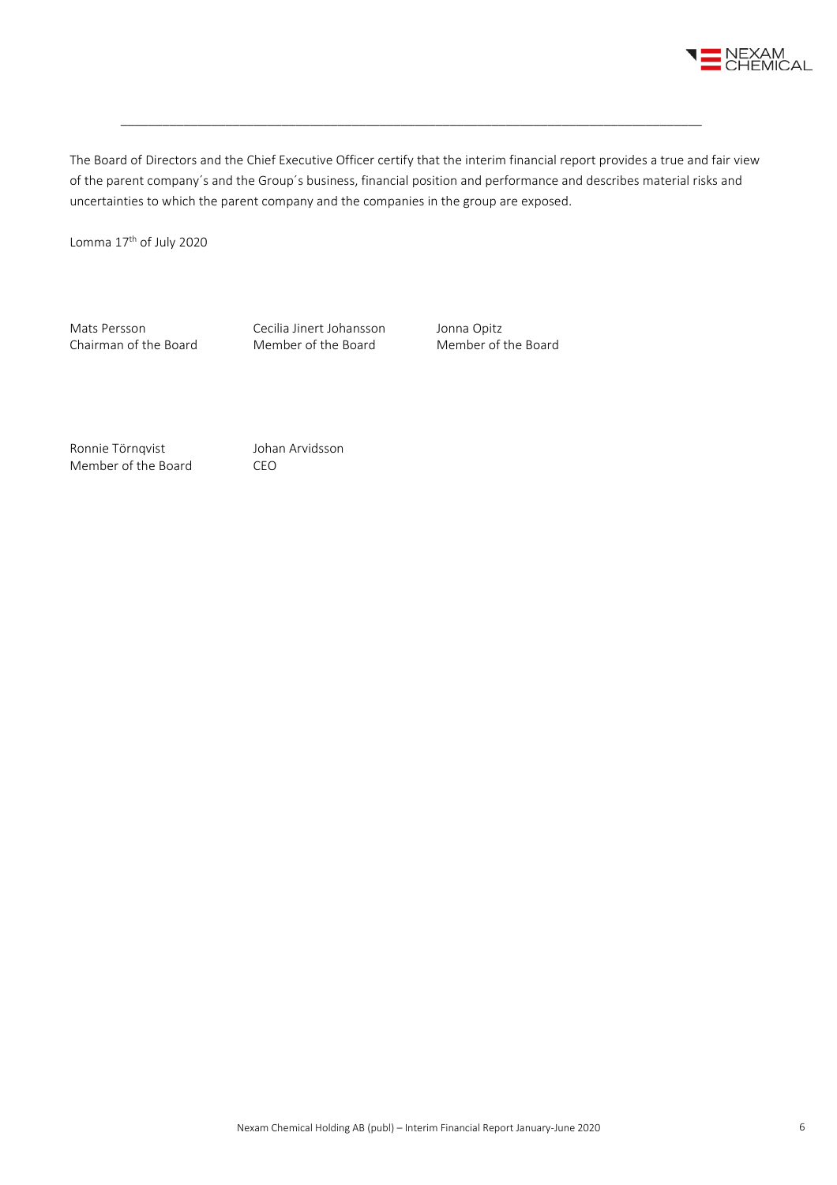The Board of Directors and the Chief Executive Officer certify that the interim financial report provides a true and fair view of the parent company´s and the Group´s business, financial position and performance and describes material risks and uncertainties to which the parent company and the companies in the group are exposed.

Lomma 17th of July 2020

Mats Persson
Chairman of the Board

Cecilia Jinert Johansson
Member of the Board

Jonna Opitz
Member of the Board

Ronnie Törnqvist
Member of the Board

Johan Arvidsson
CEO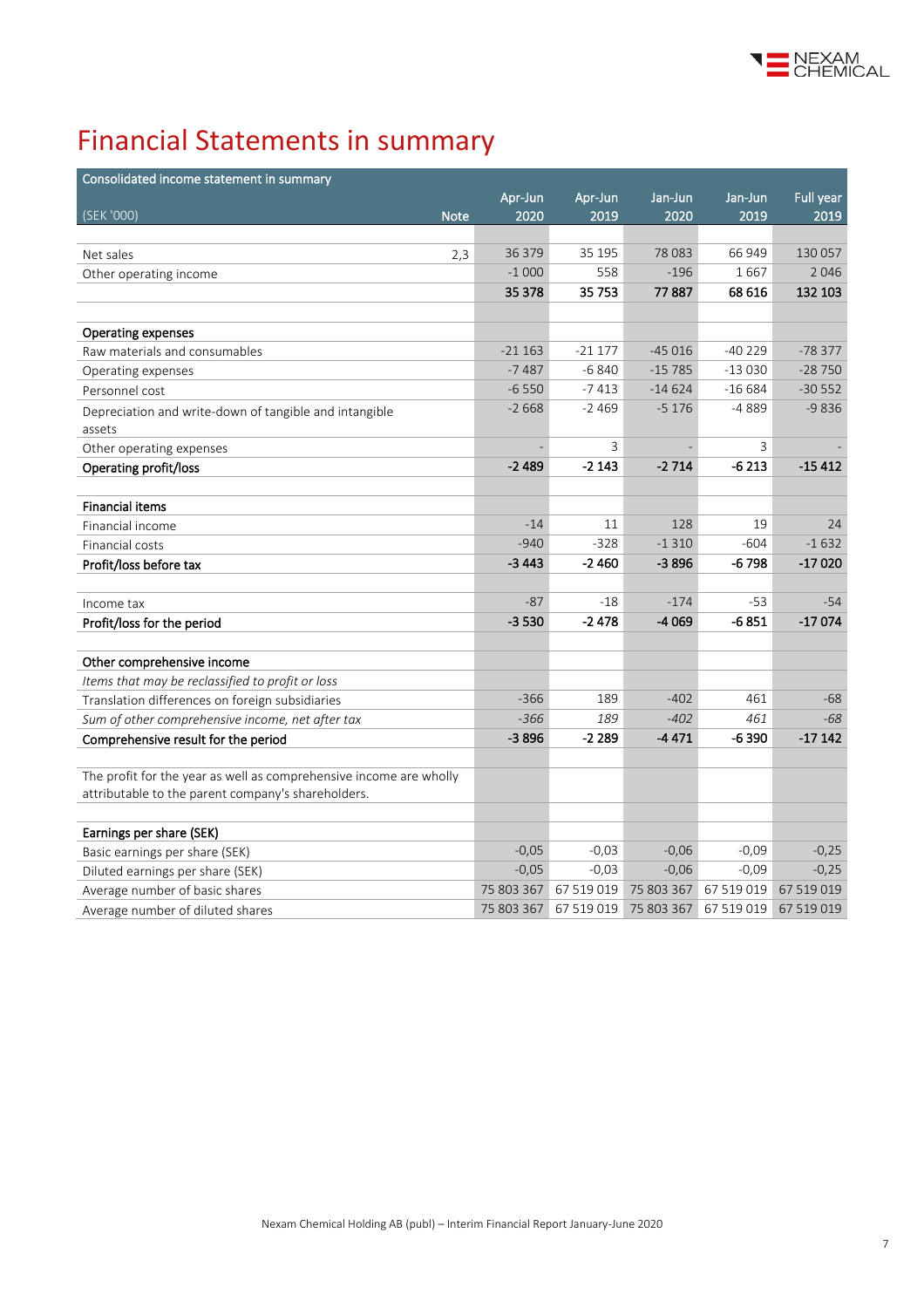# Financial Statements in summary

| Consolidated income statement in summary | | | | | | |
|---|---|---|---|---|---|---|
| (SEK '000) | Note | Apr-Jun 2020 | Apr-Jun 2019 | Jan-Jun 2020 | Jan-Jun 2019 | Full year 2019 |
| | | | | | | |
| Net sales | 2,3 | 36 379 | 35 195 | 78 083 | 66 949 | 130 057 |
| Other operating income | | -1 000 | 558 | -196 | 1 667 | 2 046 |
| | | **35 378** | **35 753** | **77 887** | **68 616** | **132 103** |
| | | | | | | |
| **Operating expenses** | | | | | | |
| Raw materials and consumables | | -21 163 | -21 177 | -45 016 | -40 229 | -78 377 |
| Operating expenses | | -7 487 | -6 840 | -15 785 | -13 030 | -28 750 |
| Personnel cost | | -6 550 | -7 413 | -14 624 | -16 684 | -30 552 |
| Depreciation and write-down of tangible and intangible assets | | -2 668 | -2 469 | -5 176 | -4 889 | -9 836 |
| Other operating expenses | | - | 3 | - | 3 | - |
| **Operating profit/loss** | | **-2 489** | **-2 143** | **-2 714** | **-6 213** | **-15 412** |
| | | | | | | |
| **Financial items** | | | | | | |
| Financial income | | -14 | 11 | 128 | 19 | 24 |
| Financial costs | | -940 | -328 | -1 310 | -604 | -1 632 |
| **Profit/loss before tax** | | **-3 443** | **-2 460** | **-3 896** | **-6 798** | **-17 020** |
| | | | | | | |
| Income tax | | -87 | -18 | -174 | -53 | -54 |
| **Profit/loss for the period** | | **-3 530** | **-2 478** | **-4 069** | **-6 851** | **-17 074** |
| | | | | | | |
| **Other comprehensive income** | | | | | | |
| *Items that may be reclassified to profit or loss* | | | | | | |
| Translation differences on foreign subsidiaries | | -366 | 189 | -402 | 461 | -68 |
| *Sum of other comprehensive income, net after tax* | | *-366* | *189* | *-402* | *461* | *-68* |
| **Comprehensive result for the period** | | **-3 896** | **-2 289** | **-4 471** | **-6 390** | **-17 142** |
| | | | | | | |
| The profit for the year as well as comprehensive income are wholly attributable to the parent company's shareholders. | | | | | | |
| | | | | | | |
| **Earnings per share (SEK)** | | | | | | |
| Basic earnings per share (SEK) | | -0,05 | -0,03 | -0,06 | -0,09 | -0,25 |
| Diluted earnings per share (SEK) | | -0,05 | -0,03 | -0,06 | -0,09 | -0,25 |
| Average number of basic shares | | 75 803 367 | 67 519 019 | 75 803 367 | 67 519 019 | 67 519 019 |
| Average number of diluted shares | | 75 803 367 | 67 519 019 | 75 803 367 | 67 519 019 | 67 519 019 |

Nexam Chemical Holding AB (publ) – Interim Financial Report January-June 2020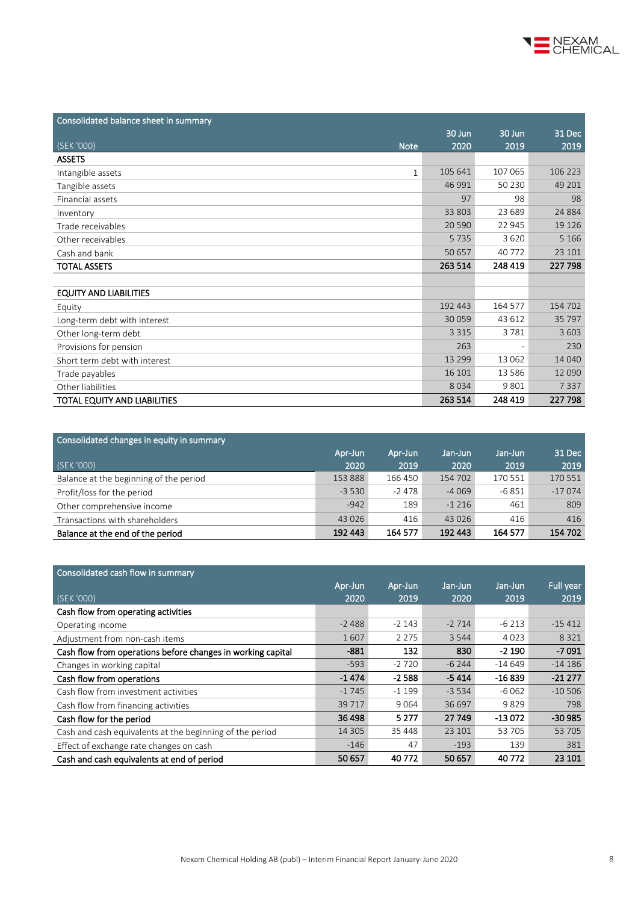## Consolidated balance sheet in summary

| (SEK '000) | Note | 30 Jun 2020 | 30 Jun 2019 | 31 Dec 2019 |
|---|---|---|---|---|
| **ASSETS** | | | | |
| Intangible assets | 1 | 105 641 | 107 065 | 106 223 |
| Tangible assets | | 46 991 | 50 230 | 49 201 |
| Financial assets | | 97 | 98 | 98 |
| Inventory | | 33 803 | 23 689 | 24 884 |
| Trade receivables | | 20 590 | 22 945 | 19 126 |
| Other receivables | | 5 735 | 3 620 | 5 166 |
| Cash and bank | | 50 657 | 40 772 | 23 101 |
| **TOTAL ASSETS** | | **263 514** | **248 419** | **227 798** |
| | | | | |
| **EQUITY AND LIABILITIES** | | | | |
| Equity | | 192 443 | 164 577 | 154 702 |
| Long-term debt with interest | | 30 059 | 43 612 | 35 797 |
| Other long-term debt | | 3 315 | 3 781 | 3 603 |
| Provisions for pension | | 263 | - | 230 |
| Short term debt with interest | | 13 299 | 13 062 | 14 040 |
| Trade payables | | 16 101 | 13 586 | 12 090 |
| Other liabilities | | 8 034 | 9 801 | 7 337 |
| **TOTAL EQUITY AND LIABILITIES** | | **263 514** | **248 419** | **227 798** |

## Consolidated changes in equity in summary

| (SEK '000) | Apr-Jun 2020 | Apr-Jun 2019 | Jan-Jun 2020 | Jan-Jun 2019 | 31 Dec 2019 |
|---|---|---|---|---|---|
| Balance at the beginning of the period | 153 888 | 166 450 | 154 702 | 170 551 | 170 551 |
| Profit/loss for the period | -3 530 | -2 478 | -4 069 | -6 851 | -17 074 |
| Other comprehensive income | -942 | 189 | -1 216 | 461 | 809 |
| Transactions with shareholders | 43 026 | 416 | 43 026 | 416 | 416 |
| **Balance at the end of the period** | **192 443** | **164 577** | **192 443** | **164 577** | **154 702** |

## Consolidated cash flow in summary

| (SEK '000) | Apr-Jun 2020 | Apr-Jun 2019 | Jan-Jun 2020 | Jan-Jun 2019 | Full year 2019 |
|---|---|---|---|---|---|
| **Cash flow from operating activities** | | | | | |
| Operating income | -2 488 | -2 143 | -2 714 | -6 213 | -15 412 |
| Adjustment from non-cash items | 1 607 | 2 275 | 3 544 | 4 023 | 8 321 |
| **Cash flow from operations before changes in working capital** | **-881** | **132** | **830** | **-2 190** | **-7 091** |
| Changes in working capital | -593 | -2 720 | -6 244 | -14 649 | -14 186 |
| **Cash flow from operations** | **-1 474** | **-2 588** | **-5 414** | **-16 839** | **-21 277** |
| Cash flow from investment activities | -1 745 | -1 199 | -3 534 | -6 062 | -10 506 |
| Cash flow from financing activities | 39 717 | 9 064 | 36 697 | 9 829 | 798 |
| **Cash flow for the period** | **36 498** | **5 277** | **27 749** | **-13 072** | **-30 985** |
| Cash and cash equivalents at the beginning of the period | 14 305 | 35 448 | 23 101 | 53 705 | 53 705 |
| Effect of exchange rate changes on cash | -146 | 47 | -193 | 139 | 381 |
| **Cash and cash equivalents at end of period** | **50 657** | **40 772** | **50 657** | **40 772** | **23 101** |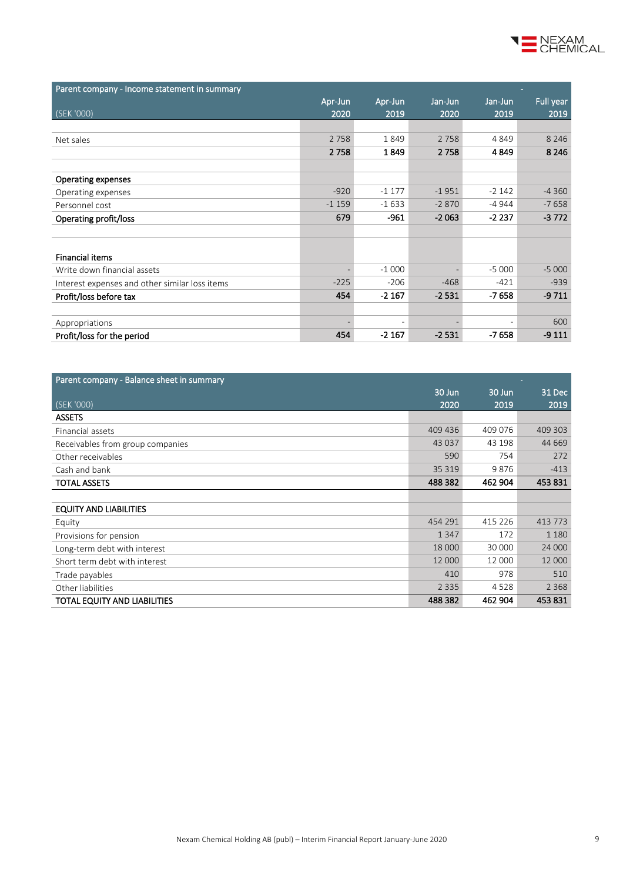## Parent company - Income statement in summary

| (SEK '000) | Apr-Jun 2020 | Apr-Jun 2019 | Jan-Jun 2020 | Jan-Jun 2019 | Full year 2019 |
|---|---|---|---|---|---|
| Net sales | 2 758 | 1 849 | 2 758 | 4 849 | 8 246 |
| | **2 758** | **1 849** | **2 758** | **4 849** | **8 246** |
| **Operating expenses** | | | | | |
| Operating expenses | -920 | -1 177 | -1 951 | -2 142 | -4 360 |
| Personnel cost | -1 159 | -1 633 | -2 870 | -4 944 | -7 658 |
| **Operating profit/loss** | **679** | **-961** | **-2 063** | **-2 237** | **-3 772** |
| **Financial items** | | | | | |
| Write down financial assets | - | -1 000 | - | -5 000 | -5 000 |
| Interest expenses and other similar loss items | -225 | -206 | -468 | -421 | -939 |
| **Profit/loss before tax** | **454** | **-2 167** | **-2 531** | **-7 658** | **-9 711** |
| Appropriations | - | - | - | - | 600 |
| **Profit/loss for the period** | **454** | **-2 167** | **-2 531** | **-7 658** | **-9 111** |

## Parent company - Balance sheet in summary

| (SEK '000) | 30 Jun 2020 | 30 Jun 2019 | 31 Dec 2019 |
|---|---|---|---|
| **ASSETS** | | | |
| Financial assets | 409 436 | 409 076 | 409 303 |
| Receivables from group companies | 43 037 | 43 198 | 44 669 |
| Other receivables | 590 | 754 | 272 |
| Cash and bank | 35 319 | 9 876 | -413 |
| **TOTAL ASSETS** | **488 382** | **462 904** | **453 831** |
| **EQUITY AND LIABILITIES** | | | |
| Equity | 454 291 | 415 226 | 413 773 |
| Provisions for pension | 1 347 | 172 | 1 180 |
| Long-term debt with interest | 18 000 | 30 000 | 24 000 |
| Short term debt with interest | 12 000 | 12 000 | 12 000 |
| Trade payables | 410 | 978 | 510 |
| Other liabilities | 2 335 | 4 528 | 2 368 |
| **TOTAL EQUITY AND LIABILITIES** | **488 382** | **462 904** | **453 831** |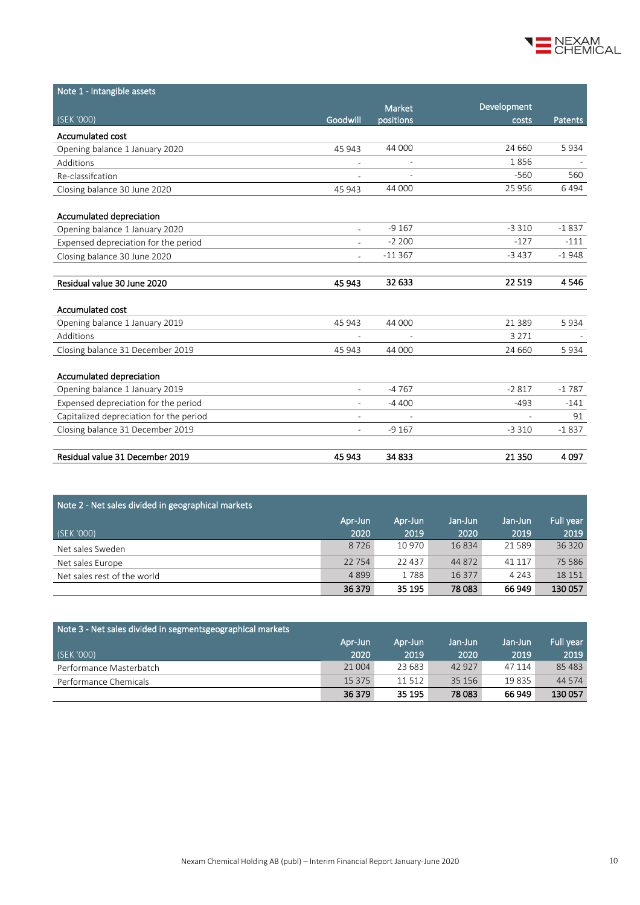## Note 1 - Intangible assets

| (SEK '000) | Goodwill | Market positions | Development costs | Patents |
|---|---|---|---|---|
| **Accumulated cost** | | | | |
| Opening balance 1 January 2020 | 45 943 | 44 000 | 24 660 | 5 934 |
| Additions | - | - | 1 856 | - |
| Re-classifcation | - | - | -560 | 560 |
| Closing balance 30 June 2020 | 45 943 | 44 000 | 25 956 | 6 494 |
| | | | | |
| **Accumulated depreciation** | | | | |
| Opening balance 1 January 2020 | - | -9 167 | -3 310 | -1 837 |
| Expensed depreciation for the period | - | -2 200 | -127 | -111 |
| Closing balance 30 June 2020 | - | -11 367 | -3 437 | -1 948 |
| | | | | |
| **Residual value 30 June 2020** | **45 943** | **32 633** | **22 519** | **4 546** |
| | | | | |
| **Accumulated cost** | | | | |
| Opening balance 1 January 2019 | 45 943 | 44 000 | 21 389 | 5 934 |
| Additions | - | - | 3 271 | - |
| Closing balance 31 December 2019 | 45 943 | 44 000 | 24 660 | 5 934 |
| | | | | |
| **Accumulated depreciation** | | | | |
| Opening balance 1 January 2019 | - | -4 767 | -2 817 | -1 787 |
| Expensed depreciation for the period | - | -4 400 | -493 | -141 |
| Capitalized depreciation for the period | - | - | - | 91 |
| Closing balance 31 December 2019 | - | -9 167 | -3 310 | -1 837 |
| | | | | |
| **Residual value 31 December 2019** | **45 943** | **34 833** | **21 350** | **4 097** |

## Note 2 - Net sales divided in geographical markets

| (SEK '000) | Apr-Jun 2020 | Apr-Jun 2019 | Jan-Jun 2020 | Jan-Jun 2019 | Full year 2019 |
|---|---|---|---|---|---|
| Net sales Sweden | 8 726 | 10 970 | 16 834 | 21 589 | 36 320 |
| Net sales Europe | 22 754 | 22 437 | 44 872 | 41 117 | 75 586 |
| Net sales rest of the world | 4 899 | 1 788 | 16 377 | 4 243 | 18 151 |
| | **36 379** | **35 195** | **78 083** | **66 949** | **130 057** |

## Note 3 - Net sales divided in segmentsgeographical markets

| (SEK '000) | Apr-Jun 2020 | Apr-Jun 2019 | Jan-Jun 2020 | Jan-Jun 2019 | Full year 2019 |
|---|---|---|---|---|---|
| Performance Masterbatch | 21 004 | 23 683 | 42 927 | 47 114 | 85 483 |
| Performance Chemicals | 15 375 | 11 512 | 35 156 | 19 835 | 44 574 |
| | **36 379** | **35 195** | **78 083** | **66 949** | **130 057** |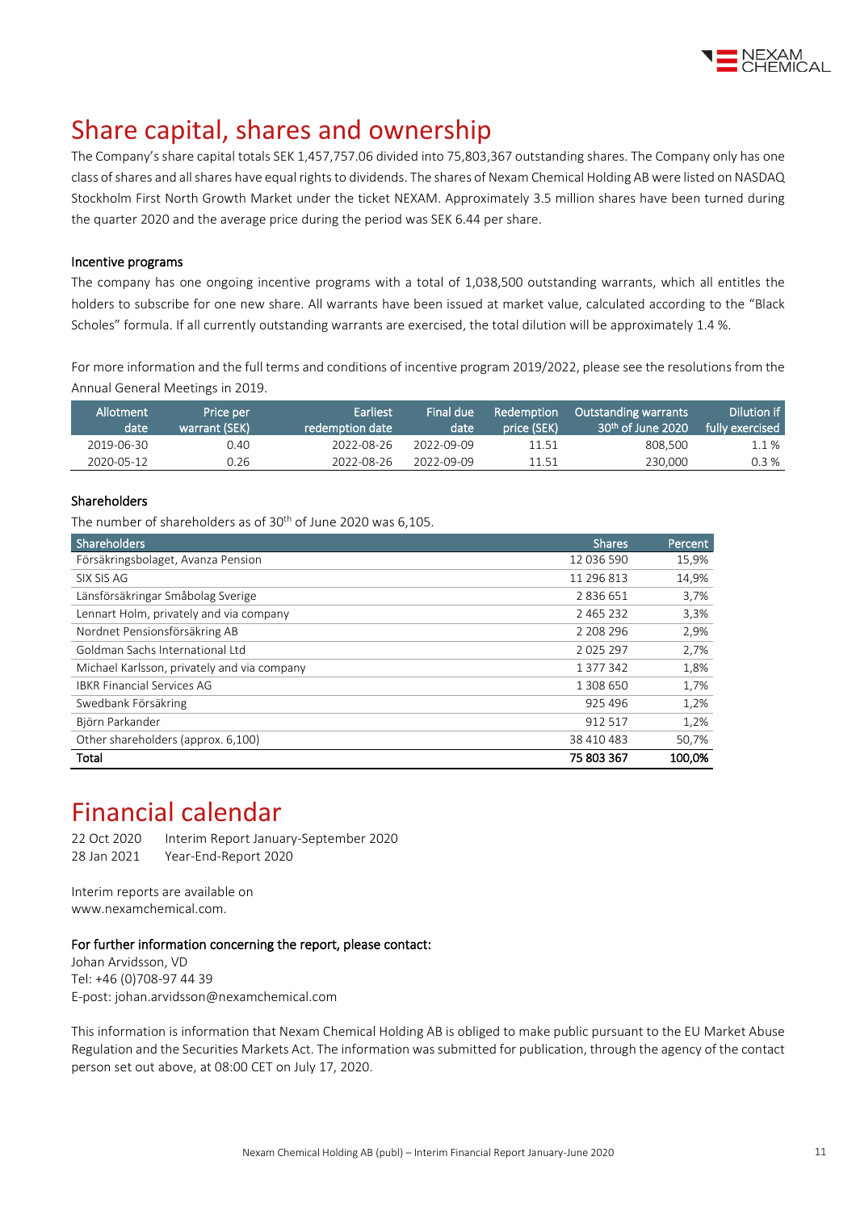# Share capital, shares and ownership

The Company's share capital totals SEK 1,457,757.06 divided into 75,803,367 outstanding shares. The Company only has one class of shares and all shares have equal rights to dividends. The shares of Nexam Chemical Holding AB were listed on NASDAQ Stockholm First North Growth Market under the ticket NEXAM. Approximately 3.5 million shares have been turned during the quarter 2020 and the average price during the period was SEK 6.44 per share.

### Incentive programs

The company has one ongoing incentive programs with a total of 1,038,500 outstanding warrants, which all entitles the holders to subscribe for one new share. All warrants have been issued at market value, calculated according to the "Black Scholes" formula. If all currently outstanding warrants are exercised, the total dilution will be approximately 1.4 %.

For more information and the full terms and conditions of incentive program 2019/2022, please see the resolutions from the Annual General Meetings in 2019.

| Allotment date | Price per warrant (SEK) | Earliest redemption date | Final due date | Redemption price (SEK) | Outstanding warrants 30th of June 2020 | Dilution if fully exercised |
|---|---|---|---|---|---|---|
| 2019-06-30 | 0.40 | 2022-08-26 | 2022-09-09 | 11.51 | 808,500 | 1.1 % |
| 2020-05-12 | 0.26 | 2022-08-26 | 2022-09-09 | 11.51 | 230,000 | 0.3 % |

### Shareholders

The number of shareholders as of 30th of June 2020 was 6,105.

| Shareholders | Shares | Percent |
|---|---|---|
| Försäkringsbolaget, Avanza Pension | 12 036 590 | 15,9% |
| SIX SIS AG | 11 296 813 | 14,9% |
| Länsförsäkringar Småbolag Sverige | 2 836 651 | 3,7% |
| Lennart Holm, privately and via company | 2 465 232 | 3,3% |
| Nordnet Pensionsförsäkring AB | 2 208 296 | 2,9% |
| Goldman Sachs International Ltd | 2 025 297 | 2,7% |
| Michael Karlsson, privately and via company | 1 377 342 | 1,8% |
| IBKR Financial Services AG | 1 308 650 | 1,7% |
| Swedbank Försäkring | 925 496 | 1,2% |
| Björn Parkander | 912 517 | 1,2% |
| Other shareholders (approx. 6,100) | 38 410 483 | 50,7% |
| **Total** | **75 803 367** | **100,0%** |

# Financial calendar

22 Oct 2020 Interim Report January-September 2020
28 Jan 2021 Year-End-Report 2020

Interim reports are available on
www.nexamchemical.com.

### For further information concerning the report, please contact:

Johan Arvidsson, VD
Tel: +46 (0)708-97 44 39
E-post: johan.arvidsson@nexamchemical.com

This information is information that Nexam Chemical Holding AB is obliged to make public pursuant to the EU Market Abuse Regulation and the Securities Markets Act. The information was submitted for publication, through the agency of the contact person set out above, at 08:00 CET on July 17, 2020.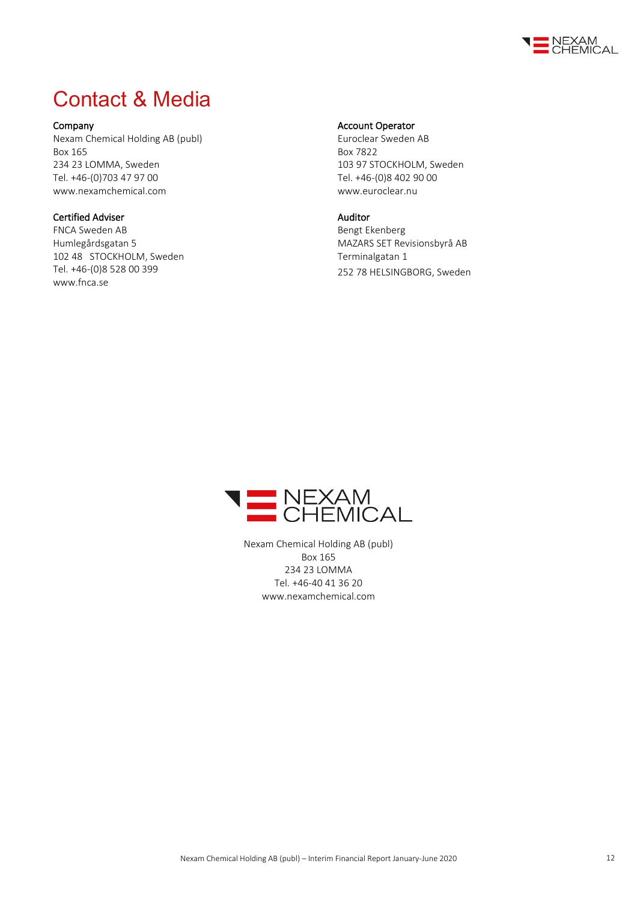# Contact & Media

**Company**
Nexam Chemical Holding AB (publ)
Box 165
234 23 LOMMA, Sweden
Tel. +46-(0)703 47 97 00
www.nexamchemical.com

**Certified Adviser**
FNCA Sweden AB
Humlegårdsgatan 5
102 48 STOCKHOLM, Sweden
Tel. +46-(0)8 528 00 399
www.fnca.se

**Account Operator**
Euroclear Sweden AB
Box 7822
103 97 STOCKHOLM, Sweden
Tel. +46-(0)8 402 90 00
www.euroclear.nu

**Auditor**
Bengt Ekenberg
MAZARS SET Revisionsbyrå AB
Terminalgatan 1
252 78 HELSINGBORG, Sweden

NEXAM CHEMICAL

Nexam Chemical Holding AB (publ)
Box 165
234 23 LOMMA
Tel. +46-40 41 36 20
www.nexamchemical.com